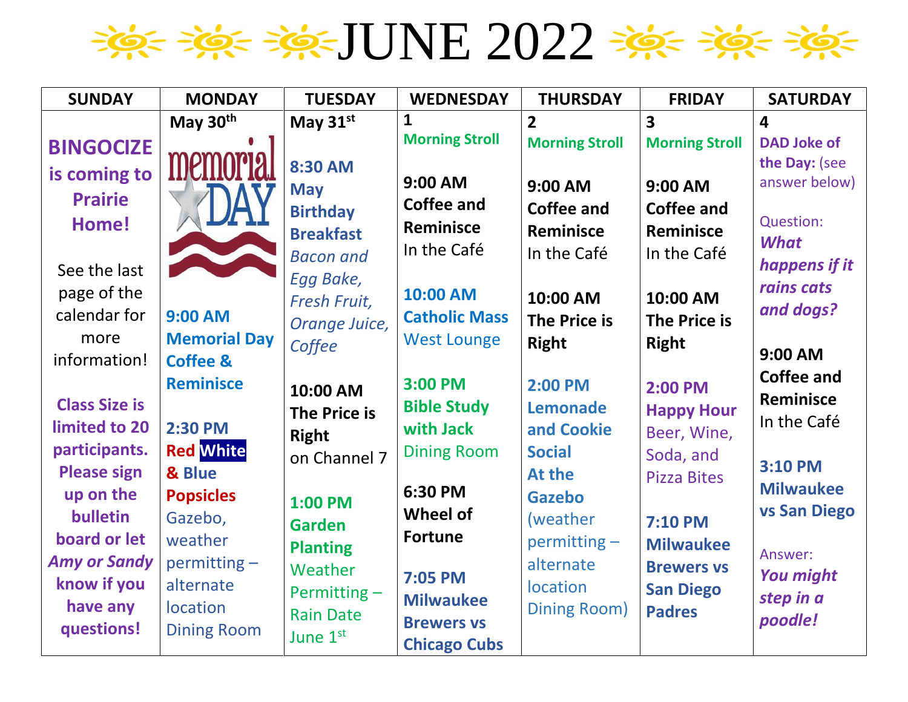# JUNE 2022

| SUNDAY | MONDAY | TUESDAY | WEDNESDAY | THURSDAY | FRIDAY | SATURDAY |
|---|---|---|---|---|---|---|
| **BINGOCIZE is coming to Prairie Home!**<br><br>See the last page of the calendar for more information!<br><br>**Class Size is limited to 20 participants. Please sign up on the bulletin board or let *Amy or Sandy* know if you have any questions!** | **May 30th**<br><br>memorial DAY<br><br>**9:00 AM Memorial Day Coffee & Reminisce**<br><br>**2:30 PM Red White & Blue Popsicles** Gazebo, weather permitting – alternate location Dining Room | **May 31st**<br><br>**8:30 AM May Birthday Breakfast** *Bacon and Egg Bake, Fresh Fruit, Orange Juice, Coffee*<br><br>**10:00 AM The Price is Right** on Channel 7<br><br>**1:00 PM Garden Planting** Weather Permitting – Rain Date June 1st | **1**<br>**Morning Stroll**<br><br>**9:00 AM Coffee and Reminisce** In the Café<br><br>**10:00 AM Catholic Mass** West Lounge<br><br>**3:00 PM Bible Study with Jack** Dining Room<br><br>**6:30 PM Wheel of Fortune**<br><br>**7:05 PM Milwaukee Brewers vs Chicago Cubs** | **2**<br>**Morning Stroll**<br><br>**9:00 AM Coffee and Reminisce** In the Café<br><br>**10:00 AM The Price is Right**<br><br>**2:00 PM Lemonade and Cookie Social At the Gazebo** (weather permitting – alternate location Dining Room) | **3**<br>**Morning Stroll**<br><br>**9:00 AM Coffee and Reminisce** In the Café<br><br>**10:00 AM The Price is Right**<br><br>**2:00 PM Happy Hour** Beer, Wine, Soda, and Pizza Bites<br><br>**7:10 PM Milwaukee Brewers vs San Diego Padres** | **4**<br>**DAD Joke of the Day:** (see answer below)<br><br>Question: ***What happens if it rains cats and dogs?***<br><br>**9:00 AM Coffee and Reminisce** In the Café<br><br>**3:10 PM Milwaukee vs San Diego**<br><br>Answer: ***You might step in a poodle!*** |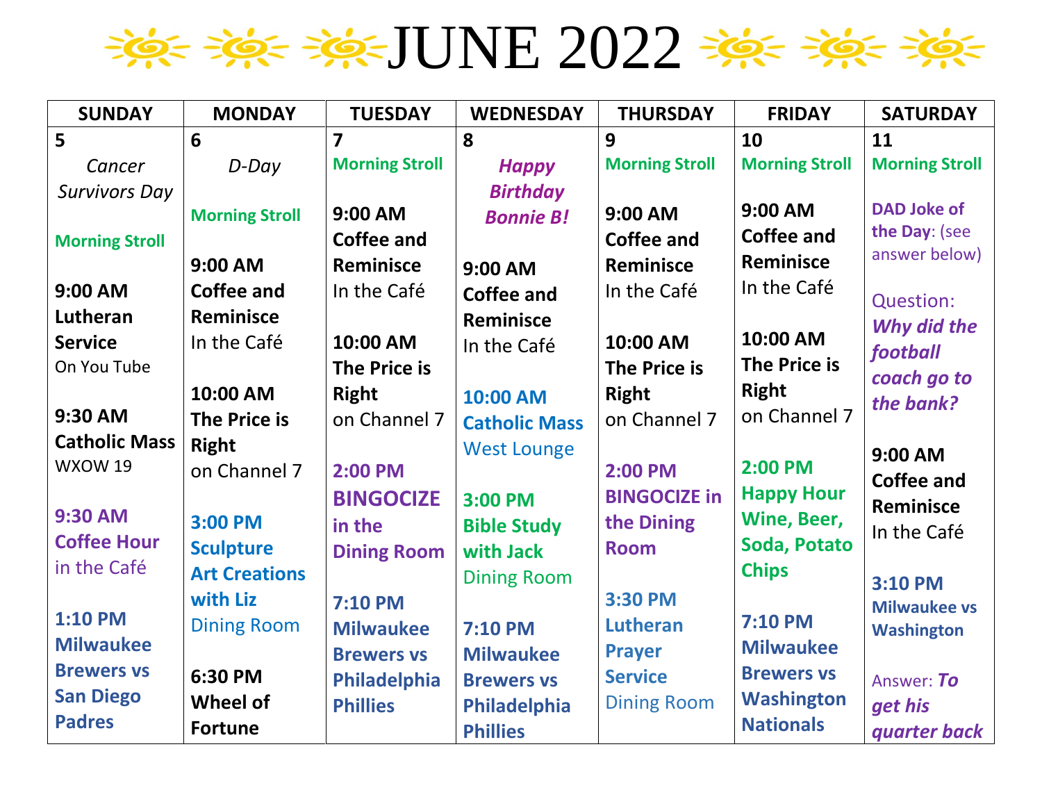# JUNE 2022

| SUNDAY | MONDAY | TUESDAY | WEDNESDAY | THURSDAY | FRIDAY | SATURDAY |
|---|---|---|---|---|---|---|
| **5**<br>*Cancer Survivors Day*<br><br>**Morning Stroll**<br><br>**9:00 AM Lutheran Service**<br>On You Tube<br><br>**9:30 AM Catholic Mass**<br>WXOW 19<br><br>**9:30 AM Coffee Hour**<br>in the Café<br><br>**1:10 PM Milwaukee Brewers vs San Diego Padres** | **6**<br>*D-Day*<br><br>**Morning Stroll**<br><br>**9:00 AM Coffee and Reminisce**<br>In the Café<br><br>**10:00 AM The Price is Right**<br>on Channel 7<br><br>**3:00 PM Sculpture Art Creations with Liz**<br>Dining Room<br><br>**6:30 PM Wheel of Fortune** | **7**<br>**Morning Stroll**<br><br>**9:00 AM Coffee and Reminisce**<br>In the Café<br><br>**10:00 AM The Price is Right**<br>on Channel 7<br><br>**2:00 PM BINGOCIZE in the Dining Room**<br><br>**7:10 PM Milwaukee Brewers vs Philadelphia Phillies** | **8**<br>***Happy Birthday Bonnie B!***<br><br>**9:00 AM Coffee and Reminisce**<br>In the Café<br><br>**10:00 AM Catholic Mass**<br>West Lounge<br><br>**3:00 PM Bible Study with Jack**<br>Dining Room<br><br>**7:10 PM Milwaukee Brewers vs Philadelphia Phillies** | **9**<br>**Morning Stroll**<br><br>**9:00 AM Coffee and Reminisce**<br>In the Café<br><br>**10:00 AM The Price is Right**<br>on Channel 7<br><br>**2:00 PM BINGOCIZE in the Dining Room**<br><br>**3:30 PM Lutheran Prayer Service**<br>Dining Room | **10**<br>**Morning Stroll**<br><br>**9:00 AM Coffee and Reminisce**<br>In the Café<br><br>**10:00 AM The Price is Right**<br>on Channel 7<br><br>**2:00 PM Happy Hour Wine, Beer, Soda, Potato Chips**<br><br>**7:10 PM Milwaukee Brewers vs Washington Nationals** | **11**<br>**Morning Stroll**<br><br>**DAD Joke of the Day**: (see answer below)<br><br>Question: ***Why did the football coach go to the bank?***<br><br>**9:00 AM Coffee and Reminisce**<br>In the Café<br><br>**3:10 PM Milwaukee vs Washington**<br><br>Answer: ***To get his quarter back*** |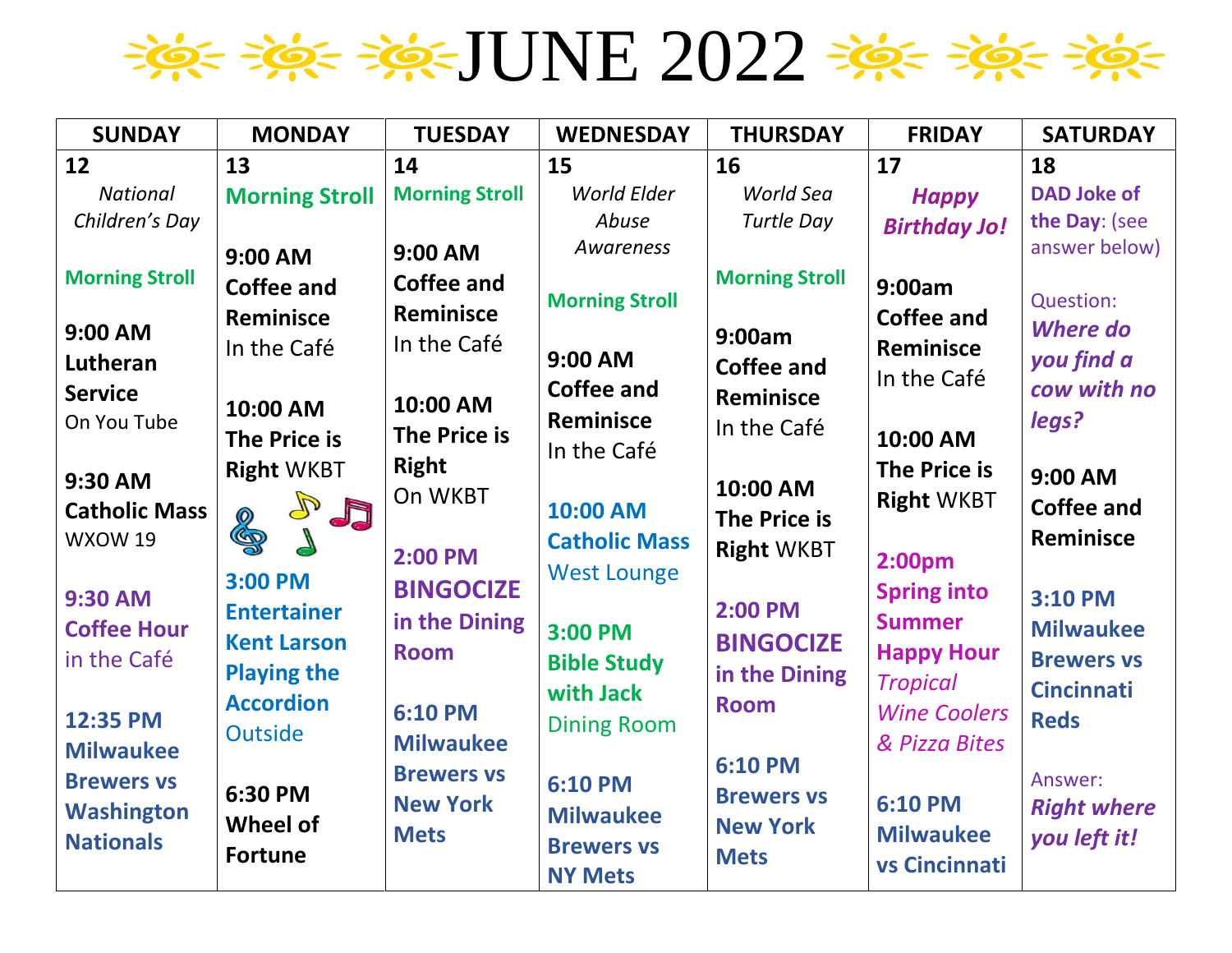# JUNE 2022

| SUNDAY | MONDAY | TUESDAY | WEDNESDAY | THURSDAY | FRIDAY | SATURDAY |
|---|---|---|---|---|---|---|
| **12**<br>*National Children's Day*<br><br>**Morning Stroll**<br><br>**9:00 AM Lutheran Service**<br>On You Tube<br><br>**9:30 AM Catholic Mass**<br>WXOW 19<br><br>**9:30 AM Coffee Hour**<br>in the Café<br><br>**12:35 PM Milwaukee Brewers vs Washington Nationals** | **13**<br>**Morning Stroll**<br><br>**9:00 AM Coffee and Reminisce**<br>In the Café<br><br>**10:00 AM The Price is Right** WKBT<br><br>**3:00 PM Entertainer Kent Larson Playing the Accordion**<br>Outside<br><br>**6:30 PM Wheel of Fortune** | **14**<br>**Morning Stroll**<br><br>**9:00 AM Coffee and Reminisce**<br>In the Café<br><br>**10:00 AM The Price is Right**<br>On WKBT<br><br>**2:00 PM BINGOCIZE in the Dining Room**<br><br>**6:10 PM Milwaukee Brewers vs New York Mets** | **15**<br>*World Elder Abuse Awareness*<br><br>**Morning Stroll**<br><br>**9:00 AM Coffee and Reminisce**<br>In the Café<br><br>**10:00 AM Catholic Mass**<br>West Lounge<br><br>**3:00 PM Bible Study with Jack**<br>Dining Room<br><br>**6:10 PM Milwaukee Brewers vs NY Mets** | **16**<br>*World Sea Turtle Day*<br><br>**Morning Stroll**<br><br>**9:00am Coffee and Reminisce**<br>In the Café<br><br>**10:00 AM The Price is Right** WKBT<br><br>**2:00 PM BINGOCIZE in the Dining Room**<br><br>**6:10 PM Brewers vs New York Mets** | **17**<br>***Happy Birthday Jo!***<br><br>**9:00am Coffee and Reminisce**<br>In the Café<br><br>**10:00 AM The Price is Right** WKBT<br><br>**2:00pm Spring into Summer Happy Hour**<br>*Tropical Wine Coolers & Pizza Bites*<br><br>**6:10 PM Milwaukee vs Cincinnati** | **18**<br>**DAD Joke of the Day**: (see answer below)<br><br>Question:<br>***Where do you find a cow with no legs?***<br><br>**9:00 AM Coffee and Reminisce**<br><br>**3:10 PM Milwaukee Brewers vs Cincinnati Reds**<br><br>Answer:<br>***Right where you left it!*** |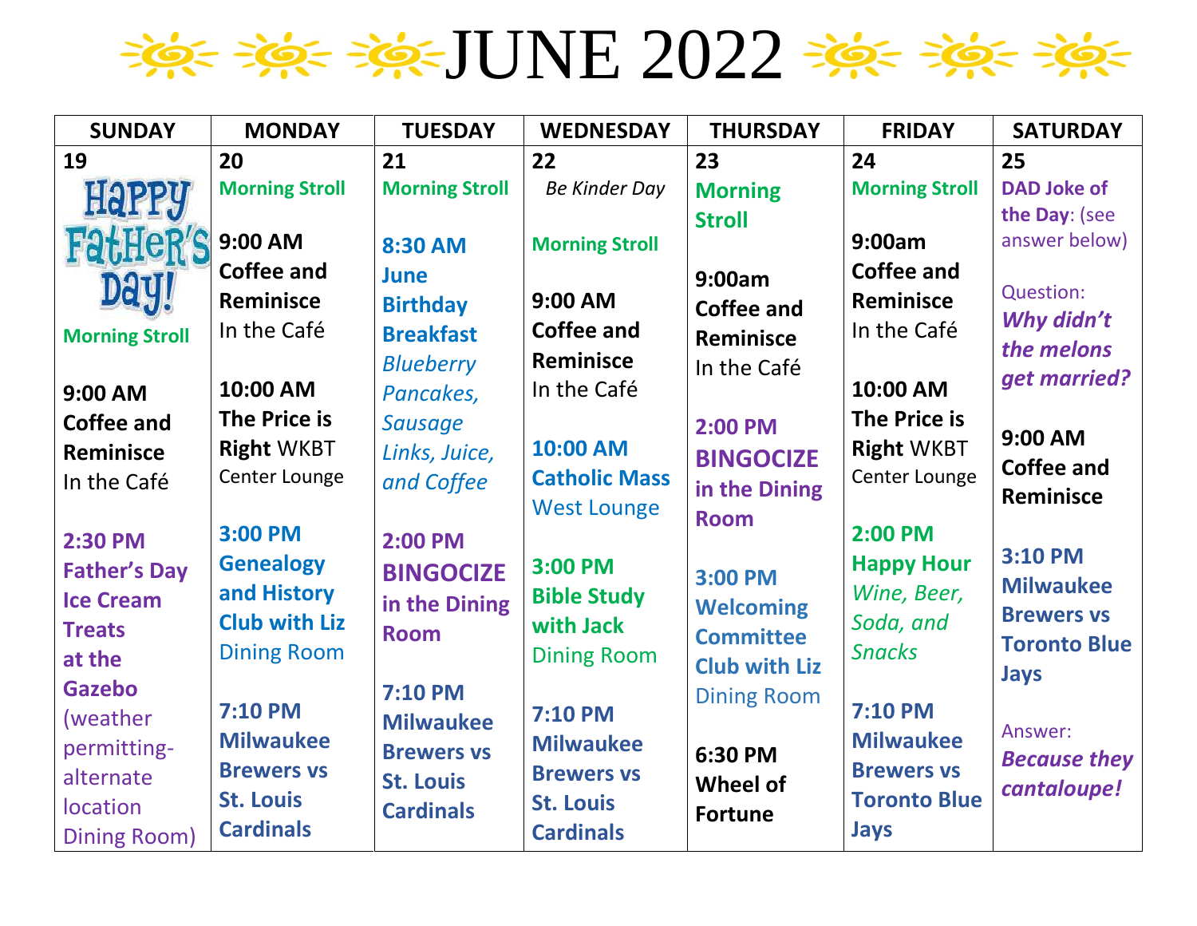# JUNE 2022

| SUNDAY | MONDAY | TUESDAY | WEDNESDAY | THURSDAY | FRIDAY | SATURDAY |
|---|---|---|---|---|---|---|
| **19**<br>HAPPY FATHER'S DAY!<br>**Morning Stroll**<br><br>**9:00 AM Coffee and Reminisce** In the Café<br><br>**2:30 PM Father's Day Ice Cream Treats at the Gazebo** (weather permitting- alternate location Dining Room) | **20**<br>**Morning Stroll**<br><br>**9:00 AM Coffee and Reminisce** In the Café<br><br>**10:00 AM The Price is Right** WKBT Center Lounge<br><br>**3:00 PM Genealogy and History Club with Liz** Dining Room<br><br>**7:10 PM Milwaukee Brewers vs St. Louis Cardinals** | **21**<br>**Morning Stroll**<br><br>**8:30 AM June Birthday Breakfast** *Blueberry Pancakes, Sausage Links, Juice, and Coffee*<br><br>**2:00 PM BINGOCIZE in the Dining Room**<br><br>**7:10 PM Milwaukee Brewers vs St. Louis Cardinals** | **22**<br>*Be Kinder Day*<br><br>**Morning Stroll**<br><br>**9:00 AM Coffee and Reminisce** In the Café<br><br>**10:00 AM Catholic Mass** West Lounge<br><br>**3:00 PM Bible Study with Jack** Dining Room<br><br>**7:10 PM Milwaukee Brewers vs St. Louis Cardinals** | **23**<br>**Morning Stroll**<br><br>**9:00am Coffee and Reminisce** In the Café<br><br>**2:00 PM BINGOCIZE in the Dining Room**<br><br>**3:00 PM Welcoming Committee Club with Liz** Dining Room<br><br>**6:30 PM Wheel of Fortune** | **24**<br>**Morning Stroll**<br><br>**9:00am Coffee and Reminisce** In the Café<br><br>**10:00 AM The Price is Right** WKBT Center Lounge<br><br>**2:00 PM Happy Hour** *Wine, Beer, Soda, and Snacks*<br><br>**7:10 PM Milwaukee Brewers vs Toronto Blue Jays** | **25**<br>**DAD Joke of the Day**: (see answer below)<br><br>Question: ***Why didn't the melons get married?***<br><br>**9:00 AM Coffee and Reminisce**<br><br>**3:10 PM Milwaukee Brewers vs Toronto Blue Jays**<br><br>Answer: ***Because they cantaloupe!*** |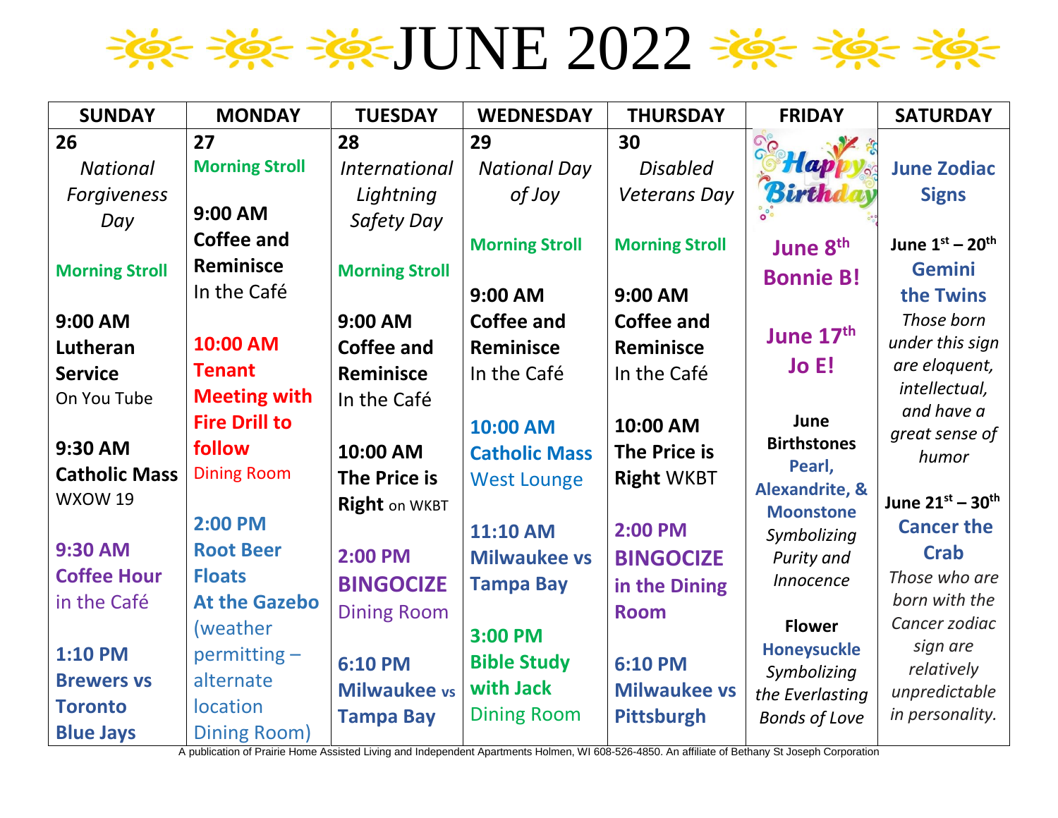# JUNE 2022

| SUNDAY | MONDAY | TUESDAY | WEDNESDAY | THURSDAY | FRIDAY | SATURDAY |
|---|---|---|---|---|---|---|
| **26**<br>*National Forgiveness Day*<br><br>**Morning Stroll**<br><br>**9:00 AM**<br>**Lutheran Service**<br>On You Tube<br><br>**9:30 AM**<br>**Catholic Mass**<br>WXOW 19<br><br>**9:30 AM**<br>**Coffee Hour**<br>in the Café<br><br>**1:10 PM**<br>**Brewers vs Toronto Blue Jays** | **27**<br>**Morning Stroll**<br><br>**9:00 AM**<br>**Coffee and Reminisce**<br>In the Café<br><br>**10:00 AM**<br>**Tenant Meeting with Fire Drill to follow**<br>Dining Room<br><br>**2:00 PM**<br>**Root Beer Floats**<br>**At the Gazebo**<br>(weather permitting – alternate location Dining Room) | **28**<br>*International Lightning Safety Day*<br><br>**Morning Stroll**<br><br>**9:00 AM**<br>**Coffee and Reminisce**<br>In the Café<br><br>**10:00 AM**<br>**The Price is Right** on WKBT<br><br>**2:00 PM**<br>**BINGOCIZE**<br>Dining Room<br><br>**6:10 PM**<br>**Milwaukee vs Tampa Bay** | **29**<br>*National Day of Joy*<br><br>**Morning Stroll**<br><br>**9:00 AM**<br>**Coffee and Reminisce**<br>In the Café<br><br>**10:00 AM**<br>**Catholic Mass**<br>West Lounge<br><br>**11:10 AM**<br>**Milwaukee vs Tampa Bay**<br><br>**3:00 PM**<br>**Bible Study with Jack**<br>Dining Room | **30**<br>*Disabled Veterans Day*<br><br>**Morning Stroll**<br><br>**9:00 AM**<br>**Coffee and Reminisce**<br>In the Café<br><br>**10:00 AM**<br>**The Price is Right** WKBT<br><br>**2:00 PM**<br>**BINGOCIZE in the Dining Room**<br><br>**6:10 PM**<br>**Milwaukee vs Pittsburgh** | Happy Birthday<br><br>**June 8th Bonnie B!**<br><br>**June 17th Jo E!**<br><br>**June Birthstones**<br>**Pearl, Alexandrite, & Moonstone**<br>*Symbolizing Purity and Innocence*<br><br>**Flower**<br>**Honeysuckle**<br>*Symbolizing the Everlasting Bonds of Love* | **June Zodiac Signs**<br><br>**June 1st – 20th**<br>**Gemini the Twins**<br>*Those born under this sign are eloquent, intellectual, and have a great sense of humor*<br><br>**June 21st – 30th**<br>**Cancer the Crab**<br>*Those who are born with the Cancer zodiac sign are relatively unpredictable in personality.* |

A publication of Prairie Home Assisted Living and Independent Apartments Holmen, WI 608-526-4850. An affiliate of Bethany St Joseph Corporation